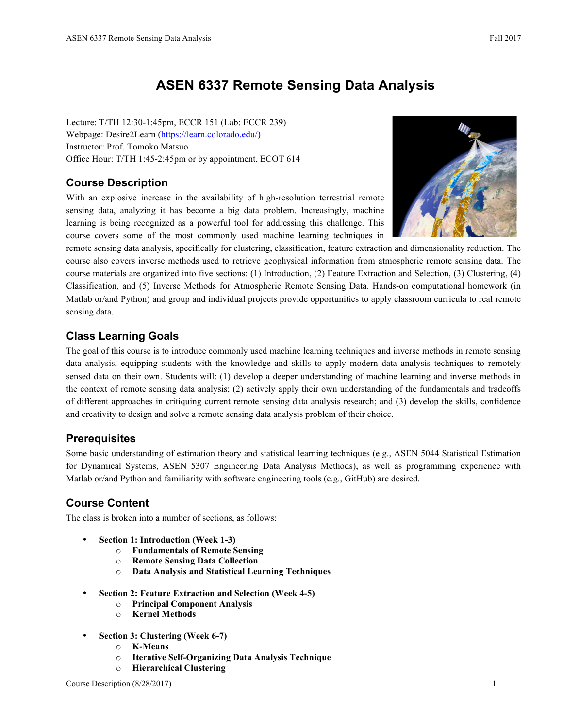# ASEN 6337 Remote Sensing Data Analysis

Lecture: T/TH 12:30-1:45pm, ECCR 151 (Lab: ECCR 239)
Webpage: Desire2Learn (https://learn.colorado.edu/)
Instructor: Prof. Tomoko Matsuo
Office Hour: T/TH 1:45-2:45pm or by appointment, ECOT 614

## Course Description

With an explosive increase in the availability of high-resolution terrestrial remote sensing data, analyzing it has become a big data problem. Increasingly, machine learning is being recognized as a powerful tool for addressing this challenge. This course covers some of the most commonly used machine learning techniques in remote sensing data analysis, specifically for clustering, classification, feature extraction and dimensionality reduction. The course also covers inverse methods used to retrieve geophysical information from atmospheric remote sensing data. The course materials are organized into five sections: (1) Introduction, (2) Feature Extraction and Selection, (3) Clustering, (4) Classification, and (5) Inverse Methods for Atmospheric Remote Sensing Data. Hands-on computational homework (in Matlab or/and Python) and group and individual projects provide opportunities to apply classroom curricula to real remote sensing data.

## Class Learning Goals

The goal of this course is to introduce commonly used machine learning techniques and inverse methods in remote sensing data analysis, equipping students with the knowledge and skills to apply modern data analysis techniques to remotely sensed data on their own. Students will: (1) develop a deeper understanding of machine learning and inverse methods in the context of remote sensing data analysis; (2) actively apply their own understanding of the fundamentals and tradeoffs of different approaches in critiquing current remote sensing data analysis research; and (3) develop the skills, confidence and creativity to design and solve a remote sensing data analysis problem of their choice.

## Prerequisites

Some basic understanding of estimation theory and statistical learning techniques (e.g., ASEN 5044 Statistical Estimation for Dynamical Systems, ASEN 5307 Engineering Data Analysis Methods), as well as programming experience with Matlab or/and Python and familiarity with software engineering tools (e.g., GitHub) are desired.

## Course Content

The class is broken into a number of sections, as follows:

- **Section 1: Introduction (Week 1-3)**
  - **Fundamentals of Remote Sensing**
  - **Remote Sensing Data Collection**
  - **Data Analysis and Statistical Learning Techniques**

- **Section 2: Feature Extraction and Selection (Week 4-5)**
  - **Principal Component Analysis**
  - **Kernel Methods**

- **Section 3: Clustering (Week 6-7)**
  - **K-Means**
  - **Iterative Self-Organizing Data Analysis Technique**
  - **Hierarchical Clustering**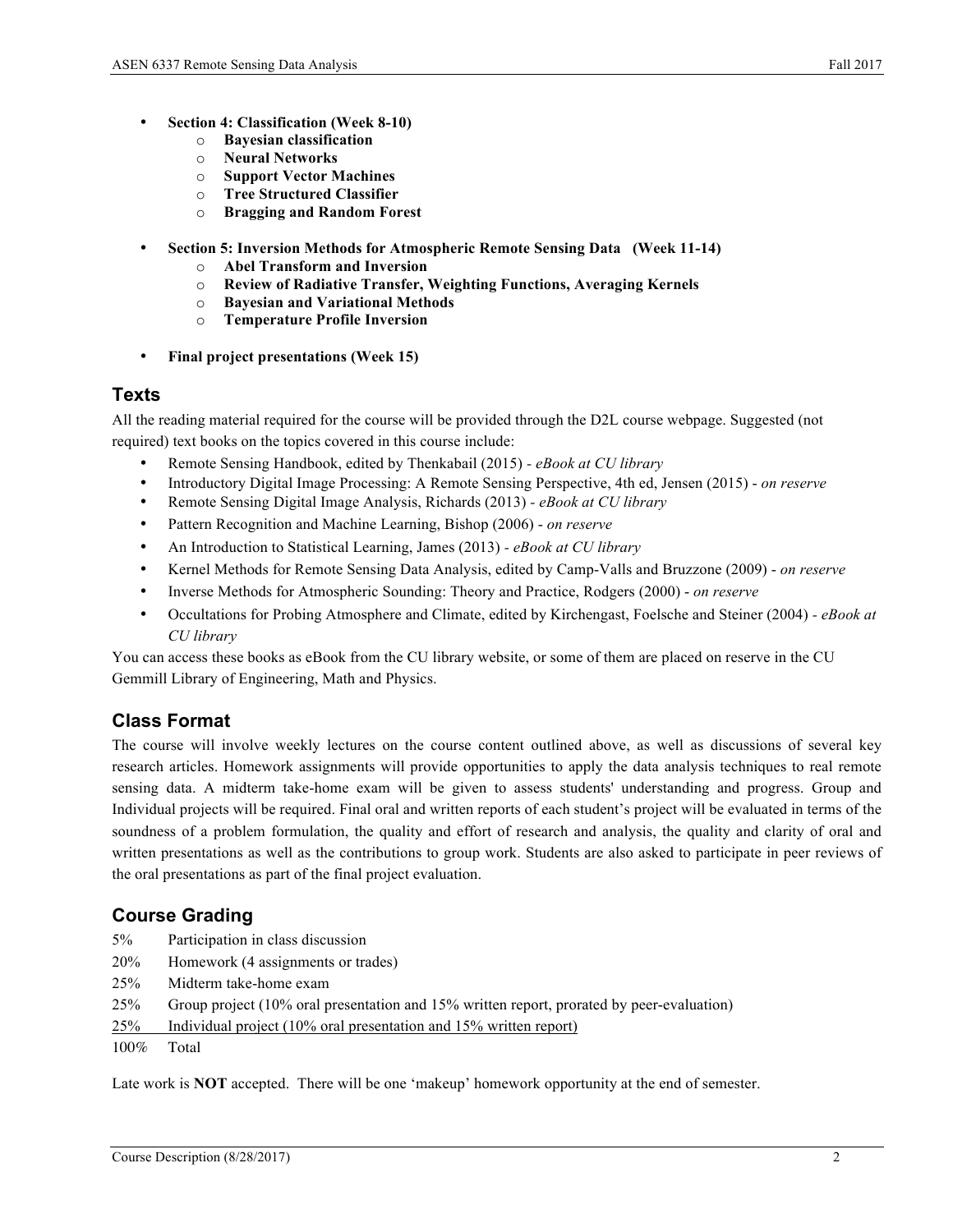- **Section 4: Classification (Week 8-10)**
  - **Bayesian classification**
  - **Neural Networks**
  - **Support Vector Machines**
  - **Tree Structured Classifier**
  - **Bragging and Random Forest**

- **Section 5: Inversion Methods for Atmospheric Remote Sensing Data (Week 11-14)**
  - **Abel Transform and Inversion**
  - **Review of Radiative Transfer, Weighting Functions, Averaging Kernels**
  - **Bayesian and Variational Methods**
  - **Temperature Profile Inversion**

- **Final project presentations (Week 15)**

## Texts

All the reading material required for the course will be provided through the D2L course webpage. Suggested (not required) text books on the topics covered in this course include:

- Remote Sensing Handbook, edited by Thenkabail (2015) - *eBook at CU library*
- Introductory Digital Image Processing: A Remote Sensing Perspective, 4th ed, Jensen (2015) - *on reserve*
- Remote Sensing Digital Image Analysis, Richards (2013) - *eBook at CU library*
- Pattern Recognition and Machine Learning, Bishop (2006) - *on reserve*
- An Introduction to Statistical Learning, James (2013) - *eBook at CU library*
- Kernel Methods for Remote Sensing Data Analysis, edited by Camp-Valls and Bruzzone (2009) - *on reserve*
- Inverse Methods for Atmospheric Sounding: Theory and Practice, Rodgers (2000) - *on reserve*
- Occultations for Probing Atmosphere and Climate, edited by Kirchengast, Foelsche and Steiner (2004) - *eBook at CU library*

You can access these books as eBook from the CU library website, or some of them are placed on reserve in the CU Gemmill Library of Engineering, Math and Physics.

## Class Format

The course will involve weekly lectures on the course content outlined above, as well as discussions of several key research articles. Homework assignments will provide opportunities to apply the data analysis techniques to real remote sensing data. A midterm take-home exam will be given to assess students' understanding and progress. Group and Individual projects will be required. Final oral and written reports of each student's project will be evaluated in terms of the soundness of a problem formulation, the quality and effort of research and analysis, the quality and clarity of oral and written presentations as well as the contributions to group work. Students are also asked to participate in peer reviews of the oral presentations as part of the final project evaluation.

## Course Grading

| | |
|---|---|
| 5% | Participation in class discussion |
| 20% | Homework (4 assignments or trades) |
| 25% | Midterm take-home exam |
| 25% | Group project (10% oral presentation and 15% written report, prorated by peer-evaluation) |
| 25% | Individual project (10% oral presentation and 15% written report) |
| 100% | Total |

Late work is **NOT** accepted. There will be one 'makeup' homework opportunity at the end of semester.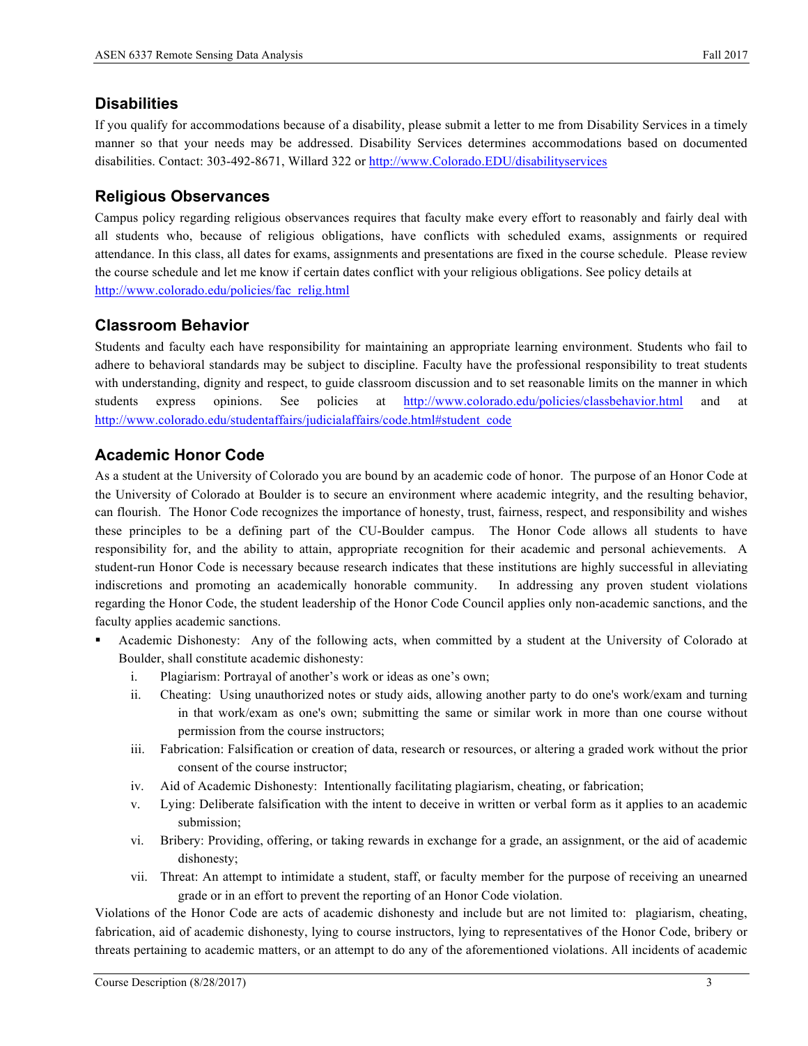## Disabilities

If you qualify for accommodations because of a disability, please submit a letter to me from Disability Services in a timely manner so that your needs may be addressed. Disability Services determines accommodations based on documented disabilities. Contact: 303-492-8671, Willard 322 or http://www.Colorado.EDU/disabilityservices

## Religious Observances

Campus policy regarding religious observances requires that faculty make every effort to reasonably and fairly deal with all students who, because of religious obligations, have conflicts with scheduled exams, assignments or required attendance. In this class, all dates for exams, assignments and presentations are fixed in the course schedule. Please review the course schedule and let me know if certain dates conflict with your religious obligations. See policy details at http://www.colorado.edu/policies/fac_relig.html

## Classroom Behavior

Students and faculty each have responsibility for maintaining an appropriate learning environment. Students who fail to adhere to behavioral standards may be subject to discipline. Faculty have the professional responsibility to treat students with understanding, dignity and respect, to guide classroom discussion and to set reasonable limits on the manner in which students express opinions. See policies at http://www.colorado.edu/policies/classbehavior.html and at http://www.colorado.edu/studentaffairs/judicialaffairs/code.html#student_code

## Academic Honor Code

As a student at the University of Colorado you are bound by an academic code of honor. The purpose of an Honor Code at the University of Colorado at Boulder is to secure an environment where academic integrity, and the resulting behavior, can flourish. The Honor Code recognizes the importance of honesty, trust, fairness, respect, and responsibility and wishes these principles to be a defining part of the CU-Boulder campus. The Honor Code allows all students to have responsibility for, and the ability to attain, appropriate recognition for their academic and personal achievements. A student-run Honor Code is necessary because research indicates that these institutions are highly successful in alleviating indiscretions and promoting an academically honorable community. In addressing any proven student violations regarding the Honor Code, the student leadership of the Honor Code Council applies only non-academic sanctions, and the faculty applies academic sanctions.

- Academic Dishonesty: Any of the following acts, when committed by a student at the University of Colorado at Boulder, shall constitute academic dishonesty:
  1. Plagiarism: Portrayal of another's work or ideas as one's own;
  2. Cheating: Using unauthorized notes or study aids, allowing another party to do one's work/exam and turning in that work/exam as one's own; submitting the same or similar work in more than one course without permission from the course instructors;
  3. Fabrication: Falsification or creation of data, research or resources, or altering a graded work without the prior consent of the course instructor;
  4. Aid of Academic Dishonesty: Intentionally facilitating plagiarism, cheating, or fabrication;
  5. Lying: Deliberate falsification with the intent to deceive in written or verbal form as it applies to an academic submission;
  6. Bribery: Providing, offering, or taking rewards in exchange for a grade, an assignment, or the aid of academic dishonesty;
  7. Threat: An attempt to intimidate a student, staff, or faculty member for the purpose of receiving an unearned grade or in an effort to prevent the reporting of an Honor Code violation.

Violations of the Honor Code are acts of academic dishonesty and include but are not limited to: plagiarism, cheating, fabrication, aid of academic dishonesty, lying to course instructors, lying to representatives of the Honor Code, bribery or threats pertaining to academic matters, or an attempt to do any of the aforementioned violations. All incidents of academic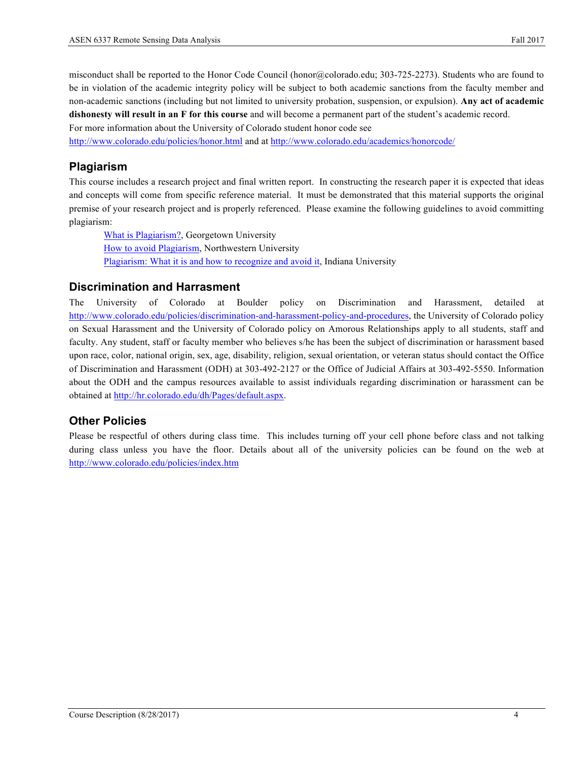misconduct shall be reported to the Honor Code Council (honor@colorado.edu; 303-725-2273). Students who are found to be in violation of the academic integrity policy will be subject to both academic sanctions from the faculty member and non-academic sanctions (including but not limited to university probation, suspension, or expulsion). **Any act of academic dishonesty will result in an F for this course** and will become a permanent part of the student's academic record.
For more information about the University of Colorado student honor code see
http://www.colorado.edu/policies/honor.html and at http://www.colorado.edu/academics/honorcode/

## Plagiarism

This course includes a research project and final written report. In constructing the research paper it is expected that ideas and concepts will come from specific reference material. It must be demonstrated that this material supports the original premise of your research project and is properly referenced. Please examine the following guidelines to avoid committing plagiarism:

What is Plagiarism?, Georgetown University
How to avoid Plagiarism, Northwestern University
Plagiarism: What it is and how to recognize and avoid it, Indiana University

## Discrimination and Harrasment

The University of Colorado at Boulder policy on Discrimination and Harassment, detailed at http://www.colorado.edu/policies/discrimination-and-harassment-policy-and-procedures, the University of Colorado policy on Sexual Harassment and the University of Colorado policy on Amorous Relationships apply to all students, staff and faculty. Any student, staff or faculty member who believes s/he has been the subject of discrimination or harassment based upon race, color, national origin, sex, age, disability, religion, sexual orientation, or veteran status should contact the Office of Discrimination and Harassment (ODH) at 303-492-2127 or the Office of Judicial Affairs at 303-492-5550. Information about the ODH and the campus resources available to assist individuals regarding discrimination or harassment can be obtained at http://hr.colorado.edu/dh/Pages/default.aspx.

## Other Policies

Please be respectful of others during class time. This includes turning off your cell phone before class and not talking during class unless you have the floor. Details about all of the university policies can be found on the web at http://www.colorado.edu/policies/index.htm